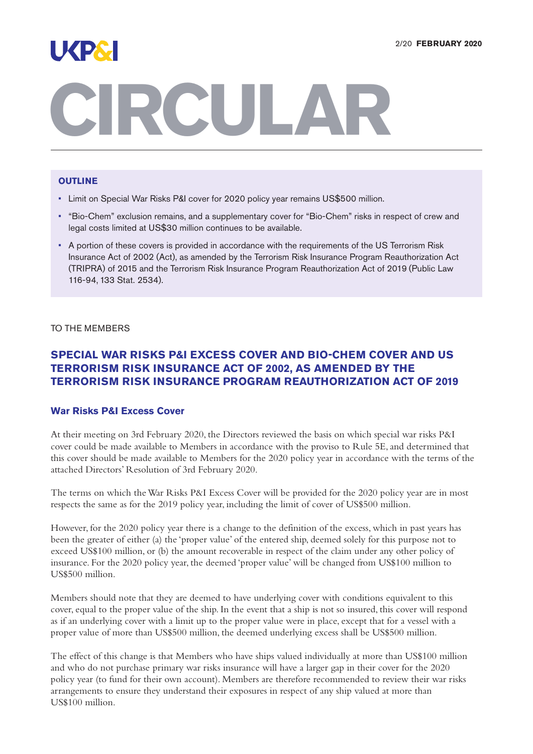UKP&I

2/20 **FEBRUARY 2020**

# CIRCULAR

### OUTLINE

- Limit on Special War Risks P&I cover for 2020 policy year remains US$500 million.
- "Bio-Chem" exclusion remains, and a supplementary cover for "Bio-Chem" risks in respect of crew and legal costs limited at US$30 million continues to be available.
- A portion of these covers is provided in accordance with the requirements of the US Terrorism Risk Insurance Act of 2002 (Act), as amended by the Terrorism Risk Insurance Program Reauthorization Act (TRIPRA) of 2015 and the Terrorism Risk Insurance Program Reauthorization Act of 2019 (Public Law 116-94, 133 Stat. 2534).

TO THE MEMBERS

## SPECIAL WAR RISKS P&I EXCESS COVER AND BIO-CHEM COVER AND US TERRORISM RISK INSURANCE ACT OF 2002, AS AMENDED BY THE TERRORISM RISK INSURANCE PROGRAM REAUTHORIZATION ACT OF 2019

### War Risks P&I Excess Cover

At their meeting on 3rd February 2020, the Directors reviewed the basis on which special war risks P&I cover could be made available to Members in accordance with the proviso to Rule 5E, and determined that this cover should be made available to Members for the 2020 policy year in accordance with the terms of the attached Directors' Resolution of 3rd February 2020.

The terms on which the War Risks P&I Excess Cover will be provided for the 2020 policy year are in most respects the same as for the 2019 policy year, including the limit of cover of US$500 million.

However, for the 2020 policy year there is a change to the definition of the excess, which in past years has been the greater of either (a) the 'proper value' of the entered ship, deemed solely for this purpose not to exceed US$100 million, or (b) the amount recoverable in respect of the claim under any other policy of insurance. For the 2020 policy year, the deemed 'proper value' will be changed from US$100 million to US$500 million.

Members should note that they are deemed to have underlying cover with conditions equivalent to this cover, equal to the proper value of the ship. In the event that a ship is not so insured, this cover will respond as if an underlying cover with a limit up to the proper value were in place, except that for a vessel with a proper value of more than US$500 million, the deemed underlying excess shall be US$500 million.

The effect of this change is that Members who have ships valued individually at more than US$100 million and who do not purchase primary war risks insurance will have a larger gap in their cover for the 2020 policy year (to fund for their own account). Members are therefore recommended to review their war risks arrangements to ensure they understand their exposures in respect of any ship valued at more than US$100 million.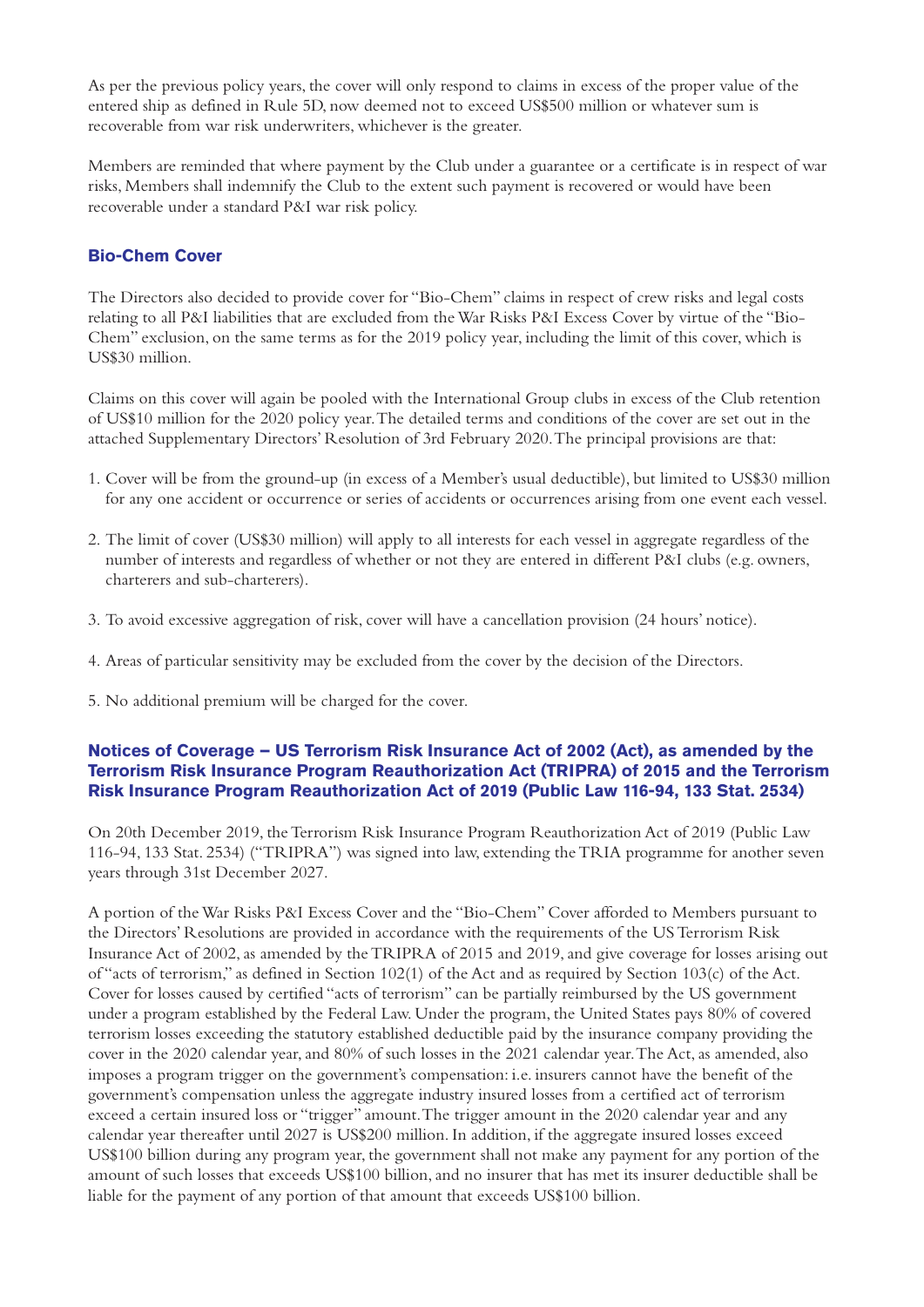As per the previous policy years, the cover will only respond to claims in excess of the proper value of the entered ship as defined in Rule 5D, now deemed not to exceed US$500 million or whatever sum is recoverable from war risk underwriters, whichever is the greater.

Members are reminded that where payment by the Club under a guarantee or a certificate is in respect of war risks, Members shall indemnify the Club to the extent such payment is recovered or would have been recoverable under a standard P&I war risk policy.

## Bio-Chem Cover

The Directors also decided to provide cover for "Bio-Chem" claims in respect of crew risks and legal costs relating to all P&I liabilities that are excluded from the War Risks P&I Excess Cover by virtue of the "Bio-Chem" exclusion, on the same terms as for the 2019 policy year, including the limit of this cover, which is US$30 million.

Claims on this cover will again be pooled with the International Group clubs in excess of the Club retention of US$10 million for the 2020 policy year. The detailed terms and conditions of the cover are set out in the attached Supplementary Directors' Resolution of 3rd February 2020. The principal provisions are that:

1. Cover will be from the ground-up (in excess of a Member's usual deductible), but limited to US$30 million for any one accident or occurrence or series of accidents or occurrences arising from one event each vessel.
2. The limit of cover (US$30 million) will apply to all interests for each vessel in aggregate regardless of the number of interests and regardless of whether or not they are entered in different P&I clubs (e.g. owners, charterers and sub-charterers).
3. To avoid excessive aggregation of risk, cover will have a cancellation provision (24 hours' notice).
4. Areas of particular sensitivity may be excluded from the cover by the decision of the Directors.
5. No additional premium will be charged for the cover.

## Notices of Coverage – US Terrorism Risk Insurance Act of 2002 (Act), as amended by the Terrorism Risk Insurance Program Reauthorization Act (TRIPRA) of 2015 and the Terrorism Risk Insurance Program Reauthorization Act of 2019 (Public Law 116-94, 133 Stat. 2534)

On 20th December 2019, the Terrorism Risk Insurance Program Reauthorization Act of 2019 (Public Law 116-94, 133 Stat. 2534) ("TRIPRA") was signed into law, extending the TRIA programme for another seven years through 31st December 2027.

A portion of the War Risks P&I Excess Cover and the "Bio-Chem" Cover afforded to Members pursuant to the Directors' Resolutions are provided in accordance with the requirements of the US Terrorism Risk Insurance Act of 2002, as amended by the TRIPRA of 2015 and 2019, and give coverage for losses arising out of "acts of terrorism," as defined in Section 102(1) of the Act and as required by Section 103(c) of the Act. Cover for losses caused by certified "acts of terrorism" can be partially reimbursed by the US government under a program established by the Federal Law. Under the program, the United States pays 80% of covered terrorism losses exceeding the statutory established deductible paid by the insurance company providing the cover in the 2020 calendar year, and 80% of such losses in the 2021 calendar year. The Act, as amended, also imposes a program trigger on the government's compensation: i.e. insurers cannot have the benefit of the government's compensation unless the aggregate industry insured losses from a certified act of terrorism exceed a certain insured loss or "trigger" amount. The trigger amount in the 2020 calendar year and any calendar year thereafter until 2027 is US$200 million. In addition, if the aggregate insured losses exceed US$100 billion during any program year, the government shall not make any payment for any portion of the amount of such losses that exceeds US$100 billion, and no insurer that has met its insurer deductible shall be liable for the payment of any portion of that amount that exceeds US$100 billion.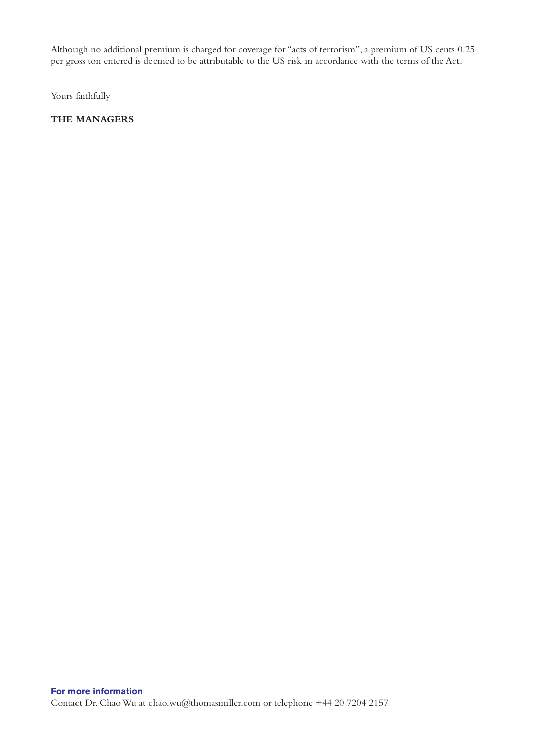Although no additional premium is charged for coverage for "acts of terrorism", a premium of US cents 0.25 per gross ton entered is deemed to be attributable to the US risk in accordance with the terms of the Act.

Yours faithfully

**THE MANAGERS**

**For more information**

Contact Dr. Chao Wu at chao.wu@thomasmiller.com or telephone +44 20 7204 2157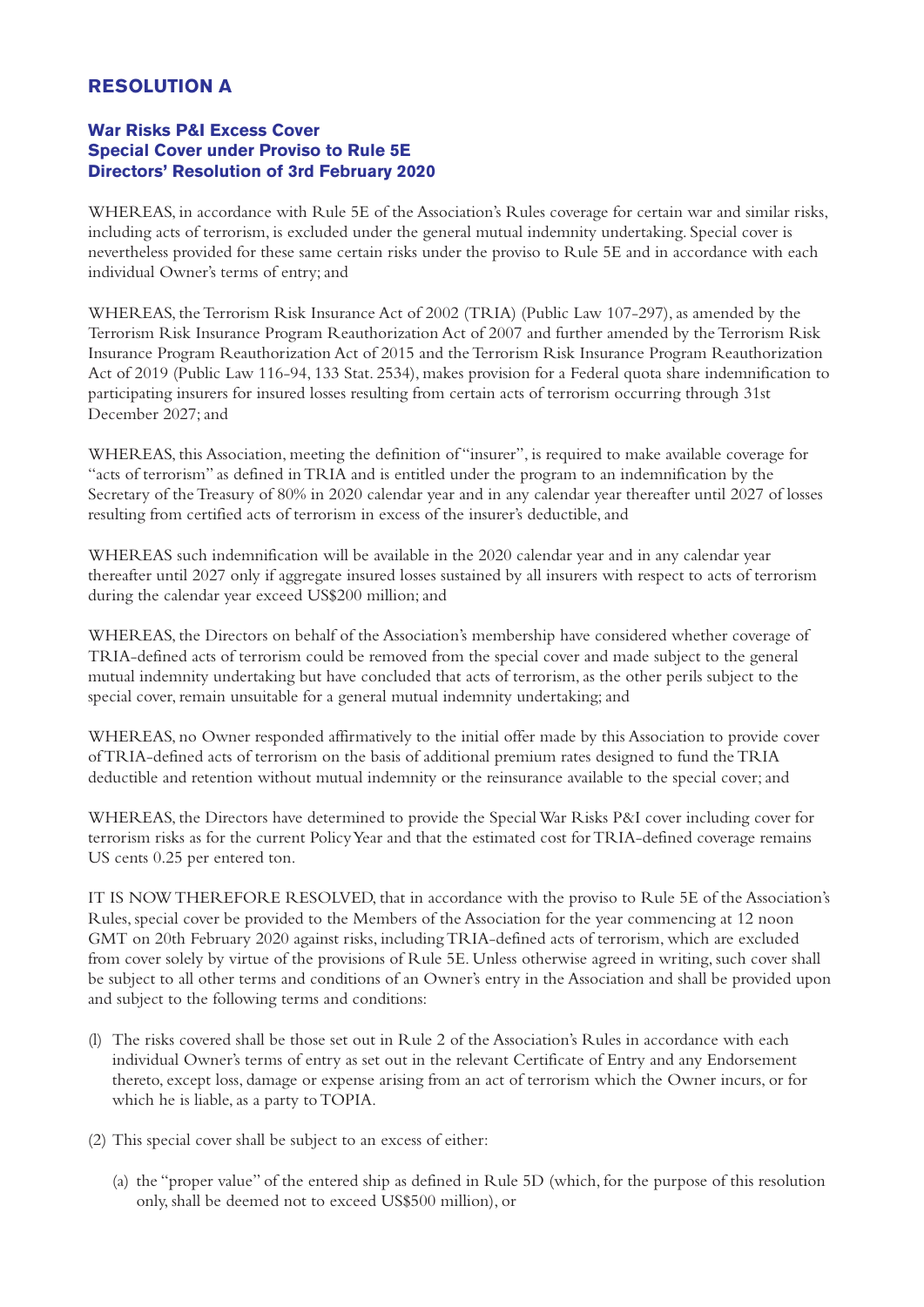# RESOLUTION A

### War Risks P&I Excess Cover
### Special Cover under Proviso to Rule 5E
### Directors' Resolution of 3rd February 2020

WHEREAS, in accordance with Rule 5E of the Association's Rules coverage for certain war and similar risks, including acts of terrorism, is excluded under the general mutual indemnity undertaking. Special cover is nevertheless provided for these same certain risks under the proviso to Rule 5E and in accordance with each individual Owner's terms of entry; and

WHEREAS, the Terrorism Risk Insurance Act of 2002 (TRIA) (Public Law 107-297), as amended by the Terrorism Risk Insurance Program Reauthorization Act of 2007 and further amended by the Terrorism Risk Insurance Program Reauthorization Act of 2015 and the Terrorism Risk Insurance Program Reauthorization Act of 2019 (Public Law 116-94, 133 Stat. 2534), makes provision for a Federal quota share indemnification to participating insurers for insured losses resulting from certain acts of terrorism occurring through 31st December 2027; and

WHEREAS, this Association, meeting the definition of "insurer", is required to make available coverage for "acts of terrorism" as defined in TRIA and is entitled under the program to an indemnification by the Secretary of the Treasury of 80% in 2020 calendar year and in any calendar year thereafter until 2027 of losses resulting from certified acts of terrorism in excess of the insurer's deductible, and

WHEREAS such indemnification will be available in the 2020 calendar year and in any calendar year thereafter until 2027 only if aggregate insured losses sustained by all insurers with respect to acts of terrorism during the calendar year exceed US$200 million; and

WHEREAS, the Directors on behalf of the Association's membership have considered whether coverage of TRIA-defined acts of terrorism could be removed from the special cover and made subject to the general mutual indemnity undertaking but have concluded that acts of terrorism, as the other perils subject to the special cover, remain unsuitable for a general mutual indemnity undertaking; and

WHEREAS, no Owner responded affirmatively to the initial offer made by this Association to provide cover of TRIA-defined acts of terrorism on the basis of additional premium rates designed to fund the TRIA deductible and retention without mutual indemnity or the reinsurance available to the special cover; and

WHEREAS, the Directors have determined to provide the Special War Risks P&I cover including cover for terrorism risks as for the current Policy Year and that the estimated cost for TRIA-defined coverage remains US cents 0.25 per entered ton.

IT IS NOW THEREFORE RESOLVED, that in accordance with the proviso to Rule 5E of the Association's Rules, special cover be provided to the Members of the Association for the year commencing at 12 noon GMT on 20th February 2020 against risks, including TRIA-defined acts of terrorism, which are excluded from cover solely by virtue of the provisions of Rule 5E. Unless otherwise agreed in writing, such cover shall be subject to all other terms and conditions of an Owner's entry in the Association and shall be provided upon and subject to the following terms and conditions:

(l) The risks covered shall be those set out in Rule 2 of the Association's Rules in accordance with each individual Owner's terms of entry as set out in the relevant Certificate of Entry and any Endorsement thereto, except loss, damage or expense arising from an act of terrorism which the Owner incurs, or for which he is liable, as a party to TOPIA.

(2) This special cover shall be subject to an excess of either:

   (a) the "proper value" of the entered ship as defined in Rule 5D (which, for the purpose of this resolution only, shall be deemed not to exceed US$500 million), or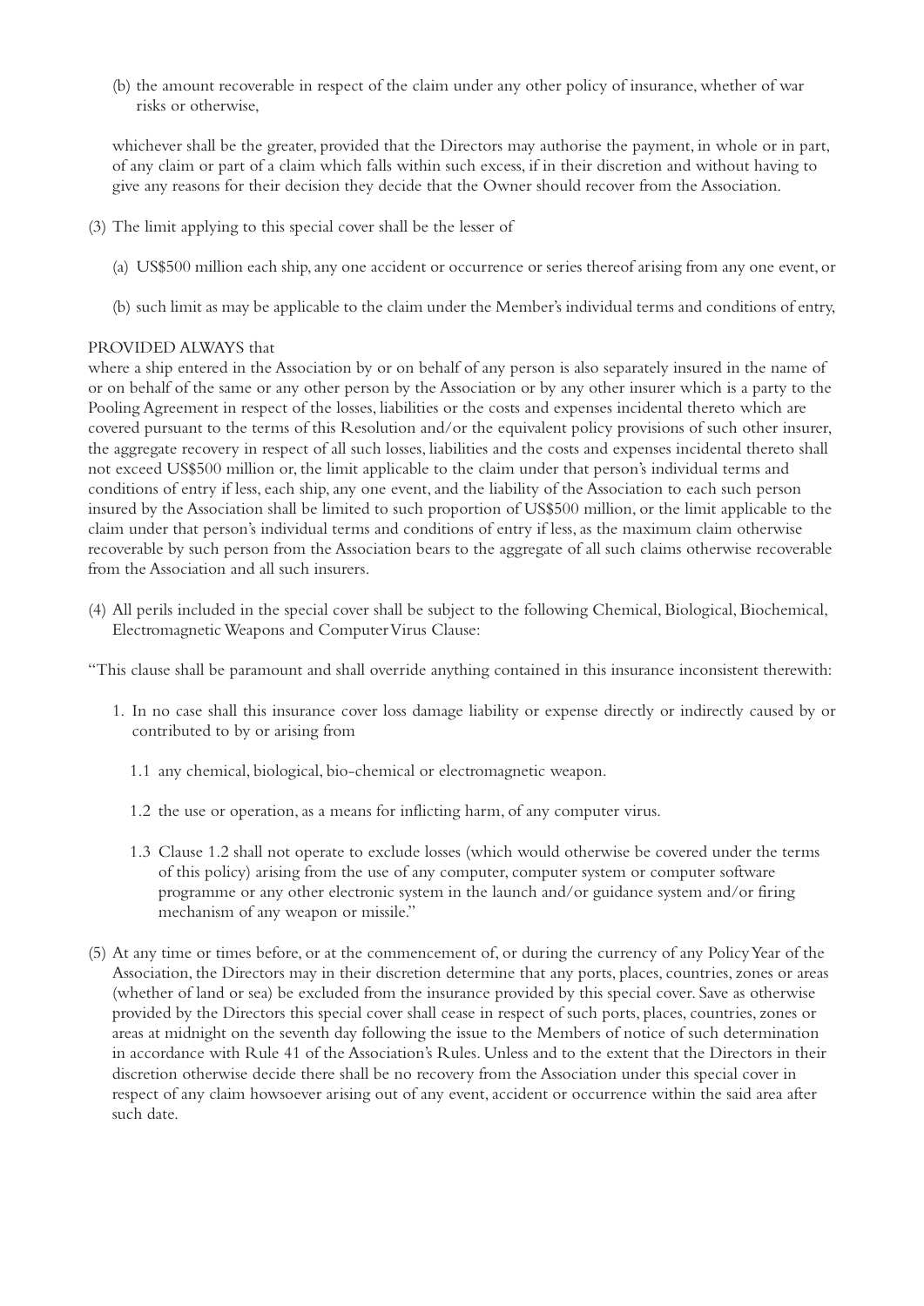(b) the amount recoverable in respect of the claim under any other policy of insurance, whether of war risks or otherwise,

whichever shall be the greater, provided that the Directors may authorise the payment, in whole or in part, of any claim or part of a claim which falls within such excess, if in their discretion and without having to give any reasons for their decision they decide that the Owner should recover from the Association.

(3) The limit applying to this special cover shall be the lesser of

(a) US$500 million each ship, any one accident or occurrence or series thereof arising from any one event, or

(b) such limit as may be applicable to the claim under the Member's individual terms and conditions of entry,

PROVIDED ALWAYS that
where a ship entered in the Association by or on behalf of any person is also separately insured in the name of or on behalf of the same or any other person by the Association or by any other insurer which is a party to the Pooling Agreement in respect of the losses, liabilities or the costs and expenses incidental thereto which are covered pursuant to the terms of this Resolution and/or the equivalent policy provisions of such other insurer, the aggregate recovery in respect of all such losses, liabilities and the costs and expenses incidental thereto shall not exceed US$500 million or, the limit applicable to the claim under that person's individual terms and conditions of entry if less, each ship, any one event, and the liability of the Association to each such person insured by the Association shall be limited to such proportion of US$500 million, or the limit applicable to the claim under that person's individual terms and conditions of entry if less, as the maximum claim otherwise recoverable by such person from the Association bears to the aggregate of all such claims otherwise recoverable from the Association and all such insurers.

(4) All perils included in the special cover shall be subject to the following Chemical, Biological, Biochemical, Electromagnetic Weapons and Computer Virus Clause:

"This clause shall be paramount and shall override anything contained in this insurance inconsistent therewith:

1. In no case shall this insurance cover loss damage liability or expense directly or indirectly caused by or contributed to by or arising from

   1.1 any chemical, biological, bio-chemical or electromagnetic weapon.

   1.2 the use or operation, as a means for inflicting harm, of any computer virus.

   1.3 Clause 1.2 shall not operate to exclude losses (which would otherwise be covered under the terms of this policy) arising from the use of any computer, computer system or computer software programme or any other electronic system in the launch and/or guidance system and/or firing mechanism of any weapon or missile."

(5) At any time or times before, or at the commencement of, or during the currency of any Policy Year of the Association, the Directors may in their discretion determine that any ports, places, countries, zones or areas (whether of land or sea) be excluded from the insurance provided by this special cover. Save as otherwise provided by the Directors this special cover shall cease in respect of such ports, places, countries, zones or areas at midnight on the seventh day following the issue to the Members of notice of such determination in accordance with Rule 41 of the Association's Rules. Unless and to the extent that the Directors in their discretion otherwise decide there shall be no recovery from the Association under this special cover in respect of any claim howsoever arising out of any event, accident or occurrence within the said area after such date.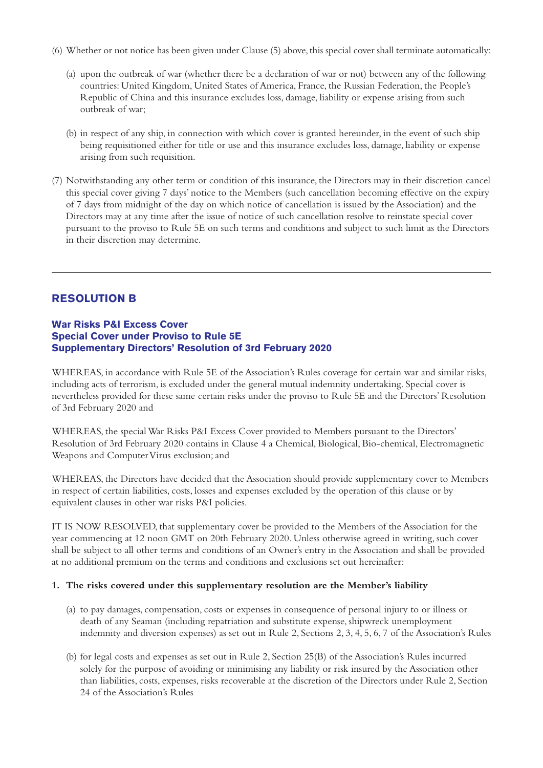(6) Whether or not notice has been given under Clause (5) above, this special cover shall terminate automatically:

(a) upon the outbreak of war (whether there be a declaration of war or not) between any of the following countries: United Kingdom, United States of America, France, the Russian Federation, the People's Republic of China and this insurance excludes loss, damage, liability or expense arising from such outbreak of war;

(b) in respect of any ship, in connection with which cover is granted hereunder, in the event of such ship being requisitioned either for title or use and this insurance excludes loss, damage, liability or expense arising from such requisition.

(7) Notwithstanding any other term or condition of this insurance, the Directors may in their discretion cancel this special cover giving 7 days' notice to the Members (such cancellation becoming effective on the expiry of 7 days from midnight of the day on which notice of cancellation is issued by the Association) and the Directors may at any time after the issue of notice of such cancellation resolve to reinstate special cover pursuant to the proviso to Rule 5E on such terms and conditions and subject to such limit as the Directors in their discretion may determine.

---

## RESOLUTION B

### War Risks P&I Excess Cover
### Special Cover under Proviso to Rule 5E
### Supplementary Directors' Resolution of 3rd February 2020

WHEREAS, in accordance with Rule 5E of the Association's Rules coverage for certain war and similar risks, including acts of terrorism, is excluded under the general mutual indemnity undertaking. Special cover is nevertheless provided for these same certain risks under the proviso to Rule 5E and the Directors' Resolution of 3rd February 2020 and

WHEREAS, the special War Risks P&I Excess Cover provided to Members pursuant to the Directors' Resolution of 3rd February 2020 contains in Clause 4 a Chemical, Biological, Bio-chemical, Electromagnetic Weapons and Computer Virus exclusion; and

WHEREAS, the Directors have decided that the Association should provide supplementary cover to Members in respect of certain liabilities, costs, losses and expenses excluded by the operation of this clause or by equivalent clauses in other war risks P&I policies.

IT IS NOW RESOLVED, that supplementary cover be provided to the Members of the Association for the year commencing at 12 noon GMT on 20th February 2020. Unless otherwise agreed in writing, such cover shall be subject to all other terms and conditions of an Owner's entry in the Association and shall be provided at no additional premium on the terms and conditions and exclusions set out hereinafter:

**1. The risks covered under this supplementary resolution are the Member's liability**

(a) to pay damages, compensation, costs or expenses in consequence of personal injury to or illness or death of any Seaman (including repatriation and substitute expense, shipwreck unemployment indemnity and diversion expenses) as set out in Rule 2, Sections 2, 3, 4, 5, 6, 7 of the Association's Rules

(b) for legal costs and expenses as set out in Rule 2, Section 25(B) of the Association's Rules incurred solely for the purpose of avoiding or minimising any liability or risk insured by the Association other than liabilities, costs, expenses, risks recoverable at the discretion of the Directors under Rule 2, Section 24 of the Association's Rules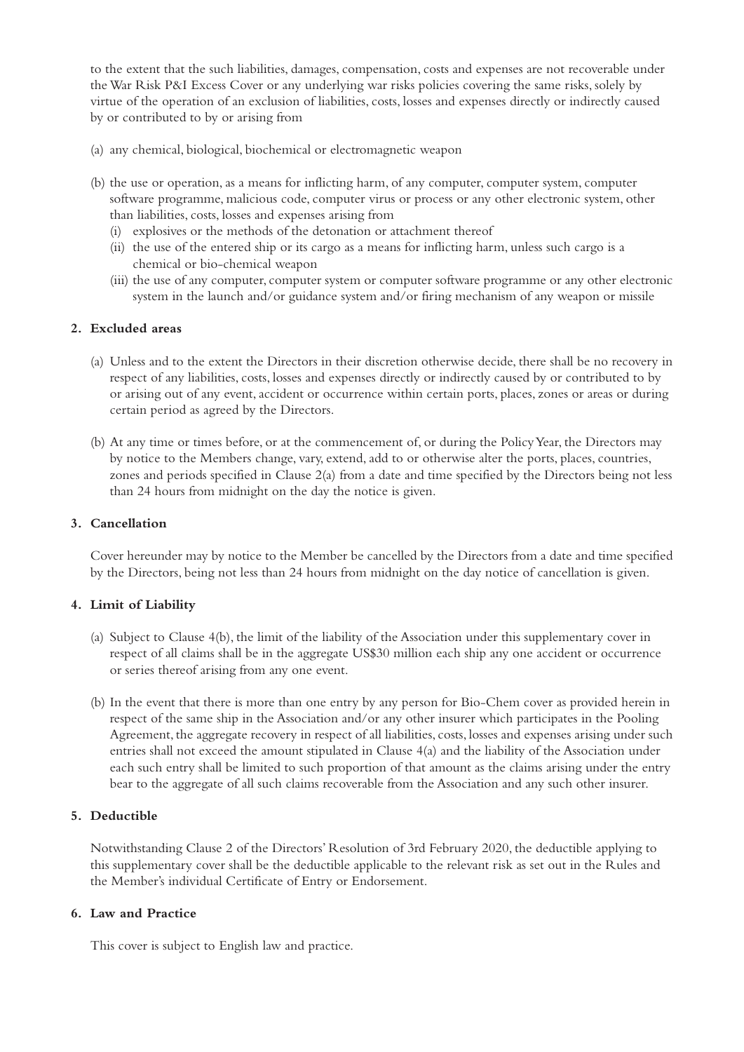to the extent that the such liabilities, damages, compensation, costs and expenses are not recoverable under the War Risk P&I Excess Cover or any underlying war risks policies covering the same risks, solely by virtue of the operation of an exclusion of liabilities, costs, losses and expenses directly or indirectly caused by or contributed to by or arising from

(a) any chemical, biological, biochemical or electromagnetic weapon

(b) the use or operation, as a means for inflicting harm, of any computer, computer system, computer software programme, malicious code, computer virus or process or any other electronic system, other than liabilities, costs, losses and expenses arising from
   (i) explosives or the methods of the detonation or attachment thereof
   (ii) the use of the entered ship or its cargo as a means for inflicting harm, unless such cargo is a chemical or bio-chemical weapon
   (iii) the use of any computer, computer system or computer software programme or any other electronic system in the launch and/or guidance system and/or firing mechanism of any weapon or missile

## 2. Excluded areas

(a) Unless and to the extent the Directors in their discretion otherwise decide, there shall be no recovery in respect of any liabilities, costs, losses and expenses directly or indirectly caused by or contributed to by or arising out of any event, accident or occurrence within certain ports, places, zones or areas or during certain period as agreed by the Directors.

(b) At any time or times before, or at the commencement of, or during the Policy Year, the Directors may by notice to the Members change, vary, extend, add to or otherwise alter the ports, places, countries, zones and periods specified in Clause 2(a) from a date and time specified by the Directors being not less than 24 hours from midnight on the day the notice is given.

## 3. Cancellation

Cover hereunder may by notice to the Member be cancelled by the Directors from a date and time specified by the Directors, being not less than 24 hours from midnight on the day notice of cancellation is given.

## 4. Limit of Liability

(a) Subject to Clause 4(b), the limit of the liability of the Association under this supplementary cover in respect of all claims shall be in the aggregate US$30 million each ship any one accident or occurrence or series thereof arising from any one event.

(b) In the event that there is more than one entry by any person for Bio-Chem cover as provided herein in respect of the same ship in the Association and/or any other insurer which participates in the Pooling Agreement, the aggregate recovery in respect of all liabilities, costs, losses and expenses arising under such entries shall not exceed the amount stipulated in Clause 4(a) and the liability of the Association under each such entry shall be limited to such proportion of that amount as the claims arising under the entry bear to the aggregate of all such claims recoverable from the Association and any such other insurer.

## 5. Deductible

Notwithstanding Clause 2 of the Directors' Resolution of 3rd February 2020, the deductible applying to this supplementary cover shall be the deductible applicable to the relevant risk as set out in the Rules and the Member's individual Certificate of Entry or Endorsement.

## 6. Law and Practice

This cover is subject to English law and practice.